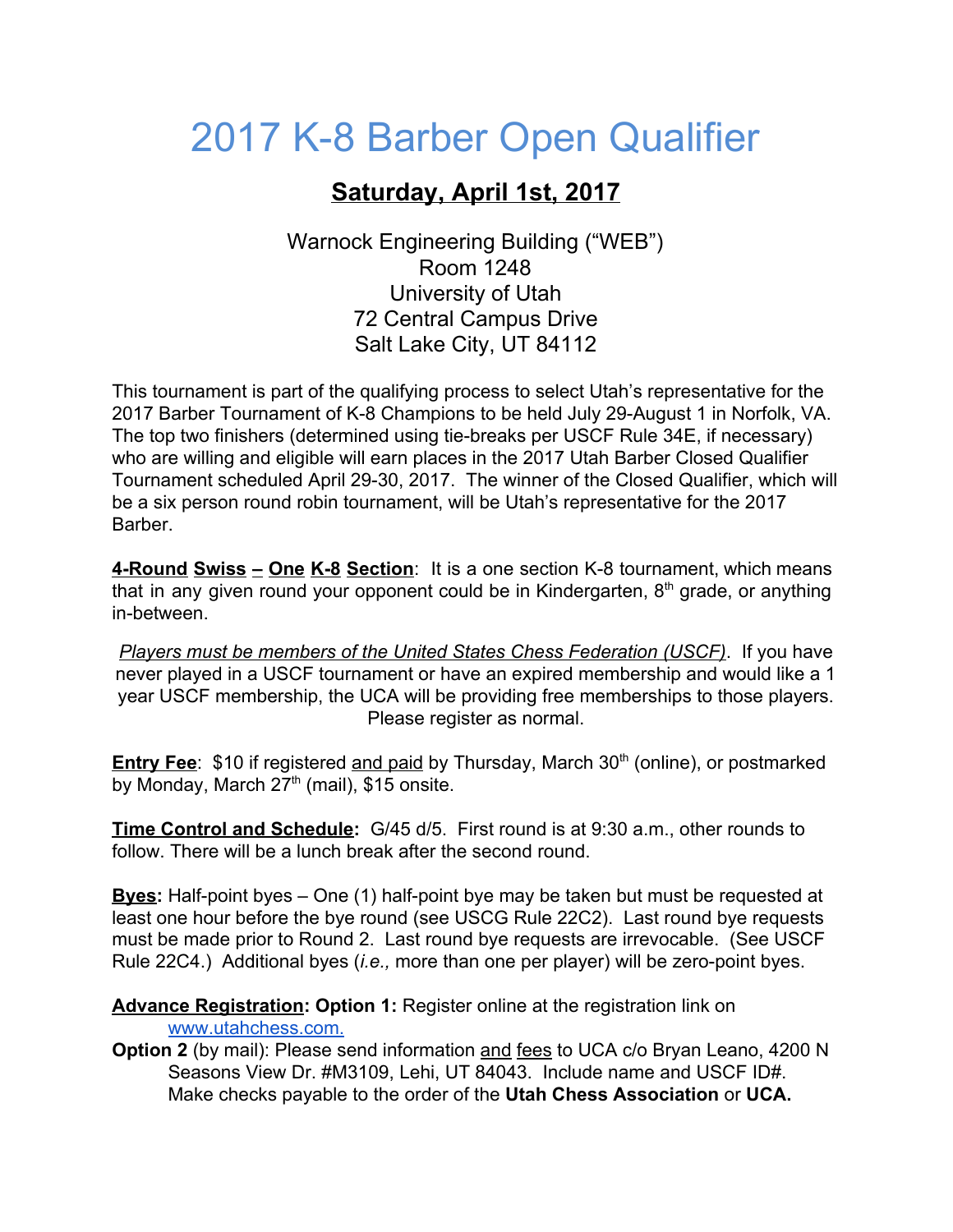# 2017 K-8 Barber Open Qualifier

## Saturday, April 1st, 2017

Warnock Engineering Building ("WEB")
Room 1248
University of Utah
72 Central Campus Drive
Salt Lake City, UT 84112

This tournament is part of the qualifying process to select Utah's representative for the 2017 Barber Tournament of K-8 Champions to be held July 29-August 1 in Norfolk, VA. The top two finishers (determined using tie-breaks per USCF Rule 34E, if necessary) who are willing and eligible will earn places in the 2017 Utah Barber Closed Qualifier Tournament scheduled April 29-30, 2017. The winner of the Closed Qualifier, which will be a six person round robin tournament, will be Utah's representative for the 2017 Barber.

**4-Round Swiss – One K-8 Section**: It is a one section K-8 tournament, which means that in any given round your opponent could be in Kindergarten, 8th grade, or anything in-between.

*Players must be members of the United States Chess Federation (USCF)*. If you have never played in a USCF tournament or have an expired membership and would like a 1 year USCF membership, the UCA will be providing free memberships to those players. Please register as normal.

**Entry Fee**: $10 if registered and paid by Thursday, March 30th (online), or postmarked by Monday, March 27th (mail), $15 onsite.

**Time Control and Schedule:** G/45 d/5. First round is at 9:30 a.m., other rounds to follow. There will be a lunch break after the second round.

**Byes:** Half-point byes – One (1) half-point bye may be taken but must be requested at least one hour before the bye round (see USCG Rule 22C2). Last round bye requests must be made prior to Round 2. Last round bye requests are irrevocable. (See USCF Rule 22C4.) Additional byes (*i.e.,* more than one per player) will be zero-point byes.

**Advance Registration: Option 1:** Register online at the registration link on www.utahchess.com.

**Option 2** (by mail): Please send information and fees to UCA c/o Bryan Leano, 4200 N Seasons View Dr. #M3109, Lehi, UT 84043. Include name and USCF ID#. Make checks payable to the order of the **Utah Chess Association** or **UCA.**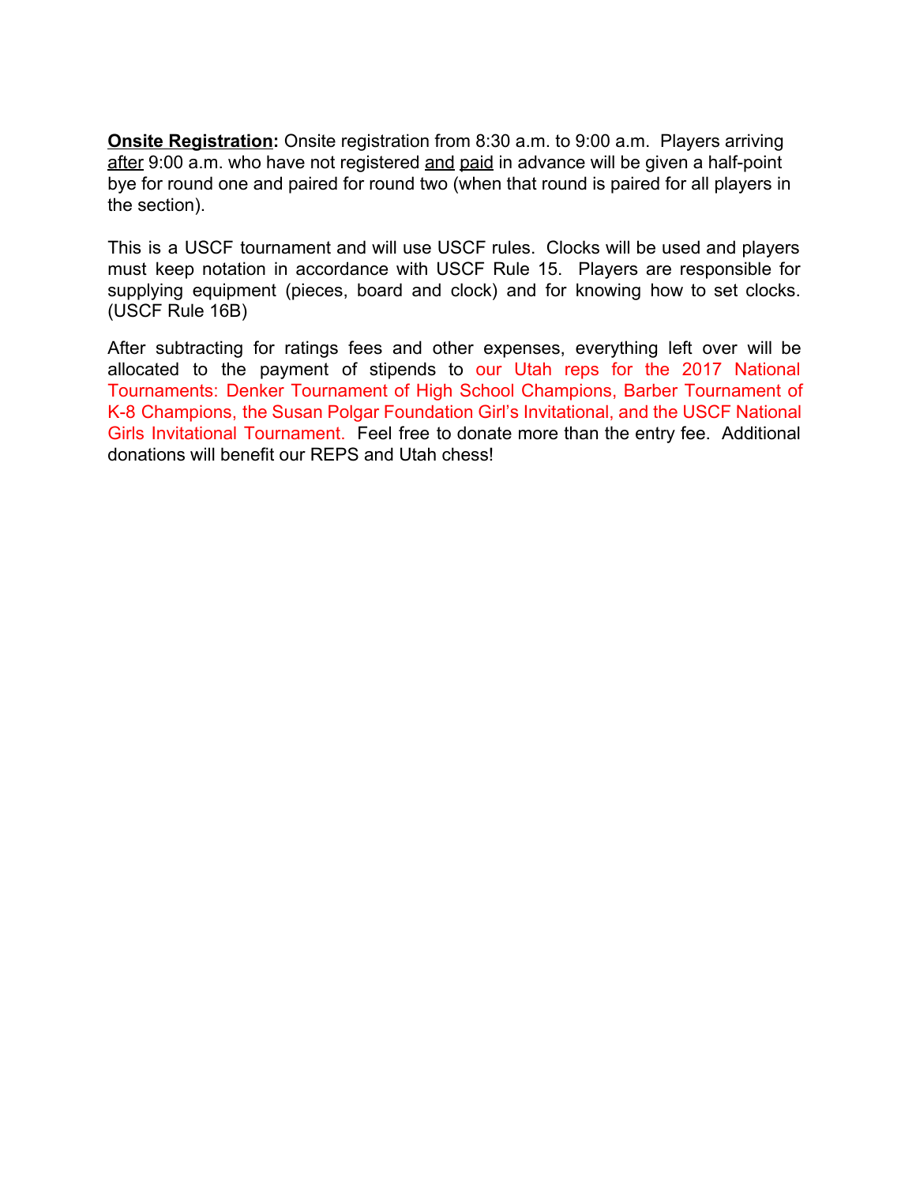**Onsite Registration:** Onsite registration from 8:30 a.m. to 9:00 a.m. Players arriving after 9:00 a.m. who have not registered and paid in advance will be given a half-point bye for round one and paired for round two (when that round is paired for all players in the section).

This is a USCF tournament and will use USCF rules. Clocks will be used and players must keep notation in accordance with USCF Rule 15. Players are responsible for supplying equipment (pieces, board and clock) and for knowing how to set clocks. (USCF Rule 16B)

After subtracting for ratings fees and other expenses, everything left over will be allocated to the payment of stipends to our Utah reps for the 2017 National Tournaments: Denker Tournament of High School Champions, Barber Tournament of K-8 Champions, the Susan Polgar Foundation Girl's Invitational, and the USCF National Girls Invitational Tournament. Feel free to donate more than the entry fee. Additional donations will benefit our REPS and Utah chess!